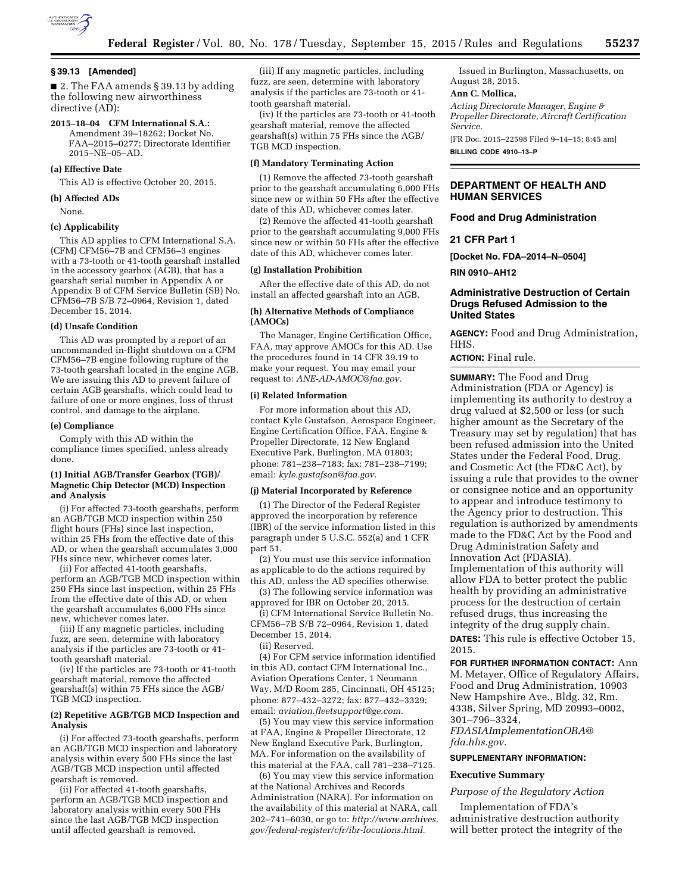## § 39.13 [Amended]

■ 2. The FAA amends § 39.13 by adding the following new airworthiness directive (AD):

**2015–18–04 CFM International S.A.:** Amendment 39–18262; Docket No. FAA–2015–0277; Directorate Identifier 2015–NE–05–AD.

### (a) Effective Date

This AD is effective October 20, 2015.

### (b) Affected ADs

None.

### (c) Applicability

This AD applies to CFM International S.A. (CFM) CFM56–7B and CFM56–3 engines with a 73-tooth or 41-tooth gearshaft installed in the accessory gearbox (AGB), that has a gearshaft serial number in Appendix A or Appendix B of CFM Service Bulletin (SB) No. CFM56–7B S/B 72–0964, Revision 1, dated December 15, 2014.

### (d) Unsafe Condition

This AD was prompted by a report of an uncommanded in-flight shutdown on a CFM CFM56–7B engine following rupture of the 73-tooth gearshaft located in the engine AGB. We are issuing this AD to prevent failure of certain AGB gearshafts, which could lead to failure of one or more engines, loss of thrust control, and damage to the airplane.

### (e) Compliance

Comply with this AD within the compliance times specified, unless already done.

#### (1) Initial AGB/Transfer Gearbox (TGB)/Magnetic Chip Detector (MCD) Inspection and Analysis

(i) For affected 73-tooth gearshafts, perform an AGB/TGB MCD inspection within 250 flight hours (FHs) since last inspection, within 25 FHs from the effective date of this AD, or when the gearshaft accumulates 3,000 FHs since new, whichever comes later.

(ii) For affected 41-tooth gearshafts, perform an AGB/TGB MCD inspection within 250 FHs since last inspection, within 25 FHs from the effective date of this AD, or when the gearshaft accumulates 6,000 FHs since new, whichever comes later.

(iii) If any magnetic particles, including fuzz, are seen, determine with laboratory analysis if the particles are 73-tooth or 41-tooth gearshaft material.

(iv) If the particles are 73-tooth or 41-tooth gearshaft material, remove the affected gearshaft(s) within 75 FHs since the AGB/TGB MCD inspection.

#### (2) Repetitive AGB/TGB MCD Inspection and Analysis

(i) For affected 73-tooth gearshafts, perform an AGB/TGB MCD inspection and laboratory analysis within every 500 FHs since the last AGB/TGB MCD inspection until affected gearshaft is removed.

(ii) For affected 41-tooth gearshafts, perform an AGB/TGB MCD inspection and laboratory analysis within every 500 FHs since the last AGB/TGB MCD inspection until affected gearshaft is removed.

### (f) Mandatory Terminating Action

(1) Remove the affected 73-tooth gearshaft prior to the gearshaft accumulating 6,000 FHs since new or within 50 FHs after the effective date of this AD, whichever comes later.

(2) Remove the affected 41-tooth gearshaft prior to the gearshaft accumulating 9,000 FHs since new or within 50 FHs after the effective date of this AD, whichever comes later.

### (g) Installation Prohibition

After the effective date of this AD, do not install an affected gearshaft into an AGB.

### (h) Alternative Methods of Compliance (AMOCs)

The Manager, Engine Certification Office, FAA, may approve AMOCs for this AD. Use the procedures found in 14 CFR 39.19 to make your request. You may email your request to: *ANE-AD-AMOC@faa.gov.*

### (i) Related Information

For more information about this AD, contact Kyle Gustafson, Aerospace Engineer, Engine Certification Office, FAA, Engine & Propeller Directorate, 12 New England Executive Park, Burlington, MA 01803; phone: 781–238–7183; fax: 781–238–7199; email: *kyle.gustafson@faa.gov.*

### (j) Material Incorporated by Reference

(1) The Director of the Federal Register approved the incorporation by reference (IBR) of the service information listed in this paragraph under 5 U.S.C. 552(a) and 1 CFR part 51.

(2) You must use this service information as applicable to do the actions required by this AD, unless the AD specifies otherwise.

(3) The following service information was approved for IBR on October 20, 2015.

(i) CFM International Service Bulletin No. CFM56–7B S/B 72–0964, Revision 1, dated December 15, 2014.

(ii) Reserved.

(4) For CFM service information identified in this AD, contact CFM International Inc., Aviation Operations Center, 1 Neumann Way, M/D Room 285, Cincinnati, OH 45125; phone: 877–432–3272; fax: 877–432–3329; email: *aviation.fleetsupport@ge.com.*

(5) You may view this service information at FAA, Engine & Propeller Directorate, 12 New England Executive Park, Burlington, MA. For information on the availability of this material at the FAA, call 781–238–7125.

(6) You may view this service information at the National Archives and Records Administration (NARA). For information on the availability of this material at NARA, call 202–741–6030, or go to: *http://www.archives.gov/federal-register/cfr/ibr-locations.html.*

Issued in Burlington, Massachusetts, on August 28, 2015.

**Ann C. Mollica,**

*Acting Directorate Manager, Engine & Propeller Directorate, Aircraft Certification Service.*

[FR Doc. 2015–22598 Filed 9–14–15; 8:45 am]

**BILLING CODE 4910–13–P**

---

## DEPARTMENT OF HEALTH AND HUMAN SERVICES

## Food and Drug Administration

## 21 CFR Part 1

**[Docket No. FDA–2014–N–0504]**

**RIN 0910–AH12**

## Administrative Destruction of Certain Drugs Refused Admission to the United States

**AGENCY:** Food and Drug Administration, HHS.

**ACTION:** Final rule.

**SUMMARY:** The Food and Drug Administration (FDA or Agency) is implementing its authority to destroy a drug valued at $2,500 or less (or such higher amount as the Secretary of the Treasury may set by regulation) that has been refused admission into the United States under the Federal Food, Drug, and Cosmetic Act (the FD&C Act), by issuing a rule that provides to the owner or consignee notice and an opportunity to appear and introduce testimony to the Agency prior to destruction. This regulation is authorized by amendments made to the FD&C Act by the Food and Drug Administration Safety and Innovation Act (FDASIA). Implementation of this authority will allow FDA to better protect the public health by providing an administrative process for the destruction of certain refused drugs, thus increasing the integrity of the drug supply chain.

**DATES:** This rule is effective October 15, 2015.

**FOR FURTHER INFORMATION CONTACT:** Ann M. Metayer, Office of Regulatory Affairs, Food and Drug Administration, 10903 New Hampshire Ave., Bldg. 32, Rm. 4338, Silver Spring, MD 20993–0002, 301–796–3324, *FDASIAImplementationORA@fda.hhs.gov.*

**SUPPLEMENTARY INFORMATION:**

### Executive Summary

*Purpose of the Regulatory Action*

Implementation of FDA's administrative destruction authority will better protect the integrity of the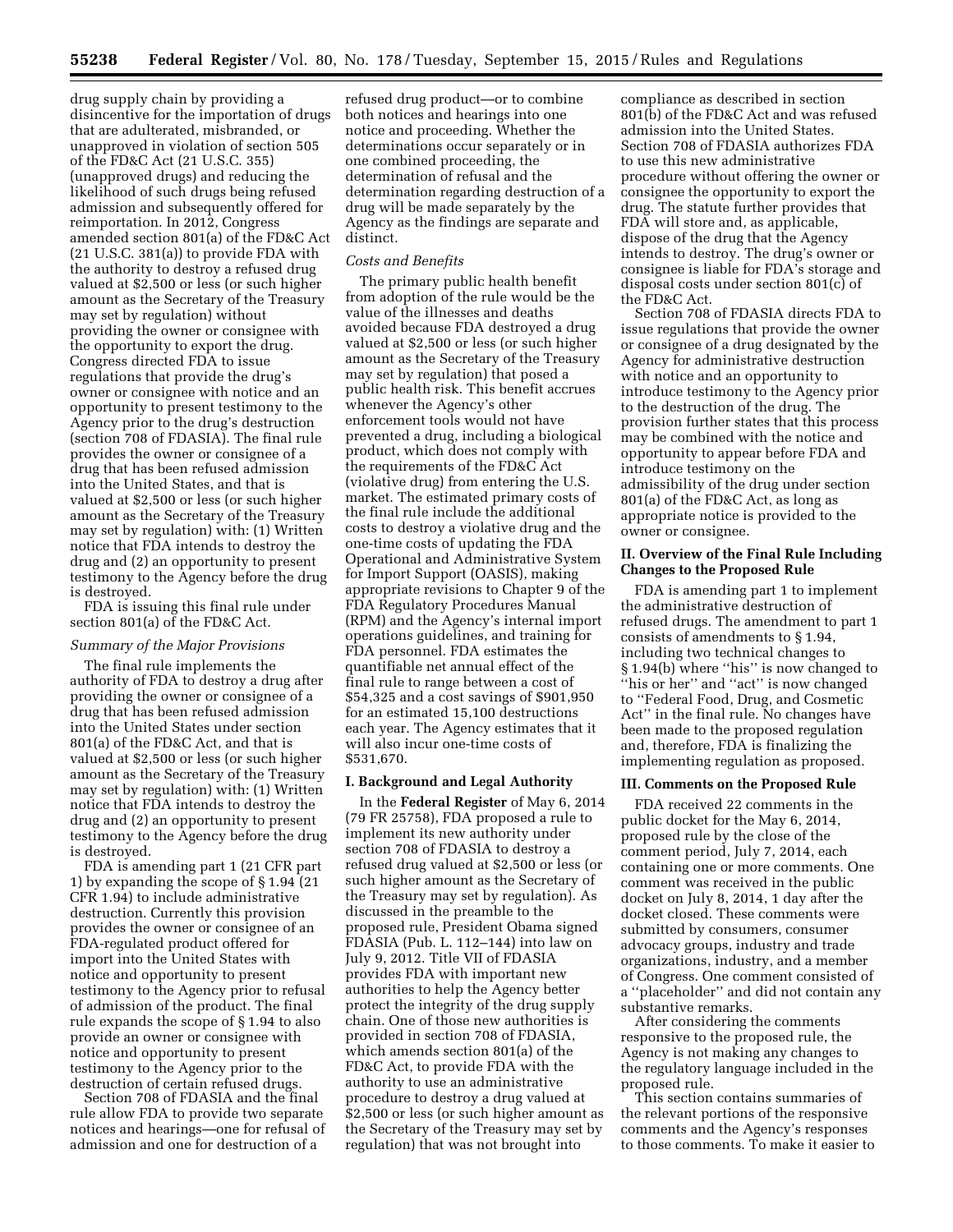drug supply chain by providing a disincentive for the importation of drugs that are adulterated, misbranded, or unapproved in violation of section 505 of the FD&C Act (21 U.S.C. 355) (unapproved drugs) and reducing the likelihood of such drugs being refused admission and subsequently offered for reimportation. In 2012, Congress amended section 801(a) of the FD&C Act (21 U.S.C. 381(a)) to provide FDA with the authority to destroy a refused drug valued at $2,500 or less (or such higher amount as the Secretary of the Treasury may set by regulation) without providing the owner or consignee with the opportunity to export the drug. Congress directed FDA to issue regulations that provide the drug's owner or consignee with notice and an opportunity to present testimony to the Agency prior to the drug's destruction (section 708 of FDASIA). The final rule provides the owner or consignee of a drug that has been refused admission into the United States, and that is valued at $2,500 or less (or such higher amount as the Secretary of the Treasury may set by regulation) with: (1) Written notice that FDA intends to destroy the drug and (2) an opportunity to present testimony to the Agency before the drug is destroyed.

FDA is issuing this final rule under section 801(a) of the FD&C Act.

*Summary of the Major Provisions*

The final rule implements the authority of FDA to destroy a drug after providing the owner or consignee of a drug that has been refused admission into the United States under section 801(a) of the FD&C Act, and that is valued at $2,500 or less (or such higher amount as the Secretary of the Treasury may set by regulation) with: (1) Written notice that FDA intends to destroy the drug and (2) an opportunity to present testimony to the Agency before the drug is destroyed.

FDA is amending part 1 (21 CFR part 1) by expanding the scope of § 1.94 (21 CFR 1.94) to include administrative destruction. Currently this provision provides the owner or consignee of an FDA-regulated product offered for import into the United States with notice and opportunity to present testimony to the Agency prior to refusal of admission of the product. The final rule expands the scope of § 1.94 to also provide an owner or consignee with notice and opportunity to present testimony to the Agency prior to the destruction of certain refused drugs.

Section 708 of FDASIA and the final rule allow FDA to provide two separate notices and hearings—one for refusal of admission and one for destruction of a refused drug product—or to combine both notices and hearings into one notice and proceeding. Whether the determinations occur separately or in one combined proceeding, the determination of refusal and the determination regarding destruction of a drug will be made separately by the Agency as the findings are separate and distinct.

*Costs and Benefits*

The primary public health benefit from adoption of the rule would be the value of the illnesses and deaths avoided because FDA destroyed a drug valued at $2,500 or less (or such higher amount as the Secretary of the Treasury may set by regulation) that posed a public health risk. This benefit accrues whenever the Agency's other enforcement tools would not have prevented a drug, including a biological product, which does not comply with the requirements of the FD&C Act (violative drug) from entering the U.S. market. The estimated primary costs of the final rule include the additional costs to destroy a violative drug and the one-time costs of updating the FDA Operational and Administrative System for Import Support (OASIS), making appropriate revisions to Chapter 9 of the FDA Regulatory Procedures Manual (RPM) and the Agency's internal import operations guidelines, and training for FDA personnel. FDA estimates the quantifiable net annual effect of the final rule to range between a cost of $54,325 and a cost savings of $901,950 for an estimated 15,100 destructions each year. The Agency estimates that it will also incur one-time costs of $531,670.

## I. Background and Legal Authority

In the **Federal Register** of May 6, 2014 (79 FR 25758), FDA proposed a rule to implement its new authority under section 708 of FDASIA to destroy a refused drug valued at $2,500 or less (or such higher amount as the Secretary of the Treasury may set by regulation). As discussed in the preamble to the proposed rule, President Obama signed FDASIA (Pub. L. 112–144) into law on July 9, 2012. Title VII of FDASIA provides FDA with important new authorities to help the Agency better protect the integrity of the drug supply chain. One of those new authorities is provided in section 708 of FDASIA, which amends section 801(a) of the FD&C Act, to provide FDA with the authority to use an administrative procedure to destroy a drug valued at $2,500 or less (or such higher amount as the Secretary of the Treasury may set by regulation) that was not brought into compliance as described in section 801(b) of the FD&C Act and was refused admission into the United States. Section 708 of FDASIA authorizes FDA to use this new administrative procedure without offering the owner or consignee the opportunity to export the drug. The statute further provides that FDA will store and, as applicable, dispose of the drug that the Agency intends to destroy. The drug's owner or consignee is liable for FDA's storage and disposal costs under section 801(c) of the FD&C Act.

Section 708 of FDASIA directs FDA to issue regulations that provide the owner or consignee of a drug designated by the Agency for administrative destruction with notice and an opportunity to introduce testimony to the Agency prior to the destruction of the drug. The provision further states that this process may be combined with the notice and opportunity to appear before FDA and introduce testimony on the admissibility of the drug under section 801(a) of the FD&C Act, as long as appropriate notice is provided to the owner or consignee.

## II. Overview of the Final Rule Including Changes to the Proposed Rule

FDA is amending part 1 to implement the administrative destruction of refused drugs. The amendment to part 1 consists of amendments to § 1.94, including two technical changes to § 1.94(b) where "his" is now changed to "his or her" and "act" is now changed to "Federal Food, Drug, and Cosmetic Act" in the final rule. No changes have been made to the proposed regulation and, therefore, FDA is finalizing the implementing regulation as proposed.

## III. Comments on the Proposed Rule

FDA received 22 comments in the public docket for the May 6, 2014, proposed rule by the close of the comment period, July 7, 2014, each containing one or more comments. One comment was received in the public docket on July 8, 2014, 1 day after the docket closed. These comments were submitted by consumers, consumer advocacy groups, industry and trade organizations, industry, and a member of Congress. One comment consisted of a "placeholder" and did not contain any substantive remarks.

After considering the comments responsive to the proposed rule, the Agency is not making any changes to the regulatory language included in the proposed rule.

This section contains summaries of the relevant portions of the responsive comments and the Agency's responses to those comments. To make it easier to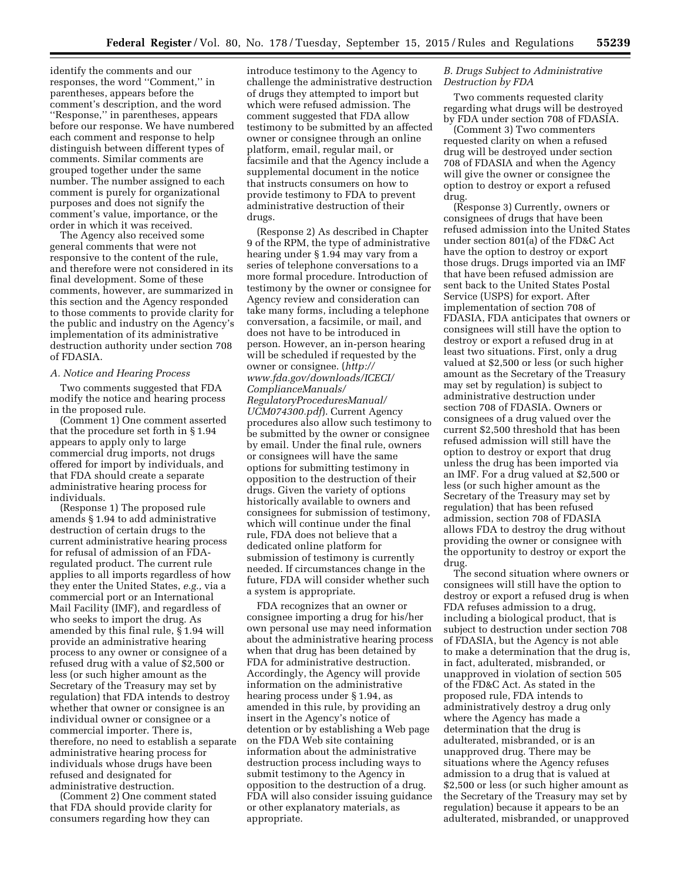identify the comments and our responses, the word "Comment," in parentheses, appears before the comment's description, and the word "Response," in parentheses, appears before our response. We have numbered each comment and response to help distinguish between different types of comments. Similar comments are grouped together under the same number. The number assigned to each comment is purely for organizational purposes and does not signify the comment's value, importance, or the order in which it was received.

The Agency also received some general comments that were not responsive to the content of the rule, and therefore were not considered in its final development. Some of these comments, however, are summarized in this section and the Agency responded to those comments to provide clarity for the public and industry on the Agency's implementation of its administrative destruction authority under section 708 of FDASIA.

### *A. Notice and Hearing Process*

Two comments suggested that FDA modify the notice and hearing process in the proposed rule.

(Comment 1) One comment asserted that the procedure set forth in § 1.94 appears to apply only to large commercial drug imports, not drugs offered for import by individuals, and that FDA should create a separate administrative hearing process for individuals.

(Response 1) The proposed rule amends § 1.94 to add administrative destruction of certain drugs to the current administrative hearing process for refusal of admission of an FDA-regulated product. The current rule applies to all imports regardless of how they enter the United States, *e.g.,* via a commercial port or an International Mail Facility (IMF), and regardless of who seeks to import the drug. As amended by this final rule, § 1.94 will provide an administrative hearing process to any owner or consignee of a refused drug with a value of $2,500 or less (or such higher amount as the Secretary of the Treasury may set by regulation) that FDA intends to destroy whether that owner or consignee is an individual owner or consignee or a commercial importer. There is, therefore, no need to establish a separate administrative hearing process for individuals whose drugs have been refused and designated for administrative destruction.

(Comment 2) One comment stated that FDA should provide clarity for consumers regarding how they can introduce testimony to the Agency to challenge the administrative destruction of drugs they attempted to import but which were refused admission. The comment suggested that FDA allow testimony to be submitted by an affected owner or consignee through an online platform, email, regular mail, or facsimile and that the Agency include a supplemental document in the notice that instructs consumers on how to provide testimony to FDA to prevent administrative destruction of their drugs.

(Response 2) As described in Chapter 9 of the RPM, the type of administrative hearing under § 1.94 may vary from a series of telephone conversations to a more formal procedure. Introduction of testimony by the owner or consignee for Agency review and consideration can take many forms, including a telephone conversation, a facsimile, or mail, and does not have to be introduced in person. However, an in-person hearing will be scheduled if requested by the owner or consignee. (*http://www.fda.gov/downloads/ICECI/ComplianceManuals/RegulatoryProceduresManual/UCM074300.pdf*). Current Agency procedures also allow such testimony to be submitted by the owner or consignee by email. Under the final rule, owners or consignees will have the same options for submitting testimony in opposition to the destruction of their drugs. Given the variety of options historically available to owners and consignees for submission of testimony, which will continue under the final rule, FDA does not believe that a dedicated online platform for submission of testimony is currently needed. If circumstances change in the future, FDA will consider whether such a system is appropriate.

FDA recognizes that an owner or consignee importing a drug for his/her own personal use may need information about the administrative hearing process when that drug has been detained by FDA for administrative destruction. Accordingly, the Agency will provide information on the administrative hearing process under § 1.94, as amended in this rule, by providing an insert in the Agency's notice of detention or by establishing a Web page on the FDA Web site containing information about the administrative destruction process including ways to submit testimony to the Agency in opposition to the destruction of a drug. FDA will also consider issuing guidance or other explanatory materials, as appropriate.

### *B. Drugs Subject to Administrative Destruction by FDA*

Two comments requested clarity regarding what drugs will be destroyed by FDA under section 708 of FDASIA.

(Comment 3) Two commenters requested clarity on when a refused drug will be destroyed under section 708 of FDASIA and when the Agency will give the owner or consignee the option to destroy or export a refused drug.

(Response 3) Currently, owners or consignees of drugs that have been refused admission into the United States under section 801(a) of the FD&C Act have the option to destroy or export those drugs. Drugs imported via an IMF that have been refused admission are sent back to the United States Postal Service (USPS) for export. After implementation of section 708 of FDASIA, FDA anticipates that owners or consignees will still have the option to destroy or export a refused drug in at least two situations. First, only a drug valued at $2,500 or less (or such higher amount as the Secretary of the Treasury may set by regulation) is subject to administrative destruction under section 708 of FDASIA. Owners or consignees of a drug valued over the current $2,500 threshold that has been refused admission will still have the option to destroy or export that drug unless the drug has been imported via an IMF. For a drug valued at $2,500 or less (or such higher amount as the Secretary of the Treasury may set by regulation) that has been refused admission, section 708 of FDASIA allows FDA to destroy the drug without providing the owner or consignee with the opportunity to destroy or export the drug.

The second situation where owners or consignees will still have the option to destroy or export a refused drug is when FDA refuses admission to a drug, including a biological product, that is subject to destruction under section 708 of FDASIA, but the Agency is not able to make a determination that the drug is, in fact, adulterated, misbranded, or unapproved in violation of section 505 of the FD&C Act. As stated in the proposed rule, FDA intends to administratively destroy a drug only where the Agency has made a determination that the drug is adulterated, misbranded, or is an unapproved drug. There may be situations where the Agency refuses admission to a drug that is valued at $2,500 or less (or such higher amount as the Secretary of the Treasury may set by regulation) because it appears to be an adulterated, misbranded, or unapproved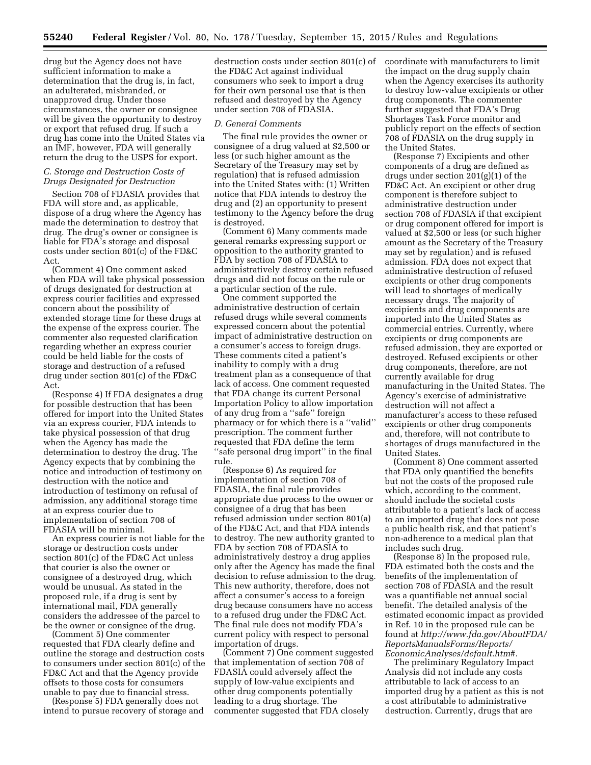drug but the Agency does not have sufficient information to make a determination that the drug is, in fact, an adulterated, misbranded, or unapproved drug. Under those circumstances, the owner or consignee will be given the opportunity to destroy or export that refused drug. If such a drug has come into the United States via an IMF, however, FDA will generally return the drug to the USPS for export.

### C. Storage and Destruction Costs of Drugs Designated for Destruction

Section 708 of FDASIA provides that FDA will store and, as applicable, dispose of a drug where the Agency has made the determination to destroy that drug. The drug's owner or consignee is liable for FDA's storage and disposal costs under section 801(c) of the FD&C Act.

(Comment 4) One comment asked when FDA will take physical possession of drugs designated for destruction at express courier facilities and expressed concern about the possibility of extended storage time for these drugs at the expense of the express courier. The commenter also requested clarification regarding whether an express courier could be held liable for the costs of storage and destruction of a refused drug under section 801(c) of the FD&C Act.

(Response 4) If FDA designates a drug for possible destruction that has been offered for import into the United States via an express courier, FDA intends to take physical possession of that drug when the Agency has made the determination to destroy the drug. The Agency expects that by combining the notice and introduction of testimony on destruction with the notice and introduction of testimony on refusal of admission, any additional storage time at an express courier due to implementation of section 708 of FDASIA will be minimal.

An express courier is not liable for the storage or destruction costs under section 801(c) of the FD&C Act unless that courier is also the owner or consignee of a destroyed drug, which would be unusual. As stated in the proposed rule, if a drug is sent by international mail, FDA generally considers the addressee of the parcel to be the owner or consignee of the drug.

(Comment 5) One commenter requested that FDA clearly define and outline the storage and destruction costs to consumers under section 801(c) of the FD&C Act and that the Agency provide offsets to those costs for consumers unable to pay due to financial stress.

(Response 5) FDA generally does not intend to pursue recovery of storage and destruction costs under section 801(c) of the FD&C Act against individual consumers who seek to import a drug for their own personal use that is then refused and destroyed by the Agency under section 708 of FDASIA.

### D. General Comments

The final rule provides the owner or consignee of a drug valued at $2,500 or less (or such higher amount as the Secretary of the Treasury may set by regulation) that is refused admission into the United States with: (1) Written notice that FDA intends to destroy the drug and (2) an opportunity to present testimony to the Agency before the drug is destroyed.

(Comment 6) Many comments made general remarks expressing support or opposition to the authority granted to FDA by section 708 of FDASIA to administratively destroy certain refused drugs and did not focus on the rule or a particular section of the rule.

One comment supported the administrative destruction of certain refused drugs while several comments expressed concern about the potential impact of administrative destruction on a consumer's access to foreign drugs. These comments cited a patient's inability to comply with a drug treatment plan as a consequence of that lack of access. One comment requested that FDA change its current Personal Importation Policy to allow importation of any drug from a ''safe'' foreign pharmacy or for which there is a ''valid'' prescription. The comment further requested that FDA define the term ''safe personal drug import'' in the final rule.

(Response 6) As required for implementation of section 708 of FDASIA, the final rule provides appropriate due process to the owner or consignee of a drug that has been refused admission under section 801(a) of the FD&C Act, and that FDA intends to destroy. The new authority granted to FDA by section 708 of FDASIA to administratively destroy a drug applies only after the Agency has made the final decision to refuse admission to the drug. This new authority, therefore, does not affect a consumer's access to a foreign drug because consumers have no access to a refused drug under the FD&C Act. The final rule does not modify FDA's current policy with respect to personal importation of drugs.

(Comment 7) One comment suggested that implementation of section 708 of FDASIA could adversely affect the supply of low-value excipients and other drug components potentially leading to a drug shortage. The commenter suggested that FDA closely coordinate with manufacturers to limit the impact on the drug supply chain when the Agency exercises its authority to destroy low-value excipients or other drug components. The commenter further suggested that FDA's Drug Shortages Task Force monitor and publicly report on the effects of section 708 of FDASIA on the drug supply in the United States.

(Response 7) Excipients and other components of a drug are defined as drugs under section 201(g)(1) of the FD&C Act. An excipient or other drug component is therefore subject to administrative destruction under section 708 of FDASIA if that excipient or drug component offered for import is valued at $2,500 or less (or such higher amount as the Secretary of the Treasury may set by regulation) and is refused admission. FDA does not expect that administrative destruction of refused excipients or other drug components will lead to shortages of medically necessary drugs. The majority of excipients and drug components are imported into the United States as commercial entries. Currently, where excipients or drug components are refused admission, they are exported or destroyed. Refused excipients or other drug components, therefore, are not currently available for drug manufacturing in the United States. The Agency's exercise of administrative destruction will not affect a manufacturer's access to these refused excipients or other drug components and, therefore, will not contribute to shortages of drugs manufactured in the United States.

(Comment 8) One comment asserted that FDA only quantified the benefits but not the costs of the proposed rule which, according to the comment, should include the societal costs attributable to a patient's lack of access to an imported drug that does not pose a public health risk, and that patient's non-adherence to a medical plan that includes such drug.

(Response 8) In the proposed rule, FDA estimated both the costs and the benefits of the implementation of section 708 of FDASIA and the result was a quantifiable net annual social benefit. The detailed analysis of the estimated economic impact as provided in Ref. 10 in the proposed rule can be found at *http://www.fda.gov/AboutFDA/ReportsManualsForms/Reports/EconomicAnalyses/default.htm#*.

The preliminary Regulatory Impact Analysis did not include any costs attributable to lack of access to an imported drug by a patient as this is not a cost attributable to administrative destruction. Currently, drugs that are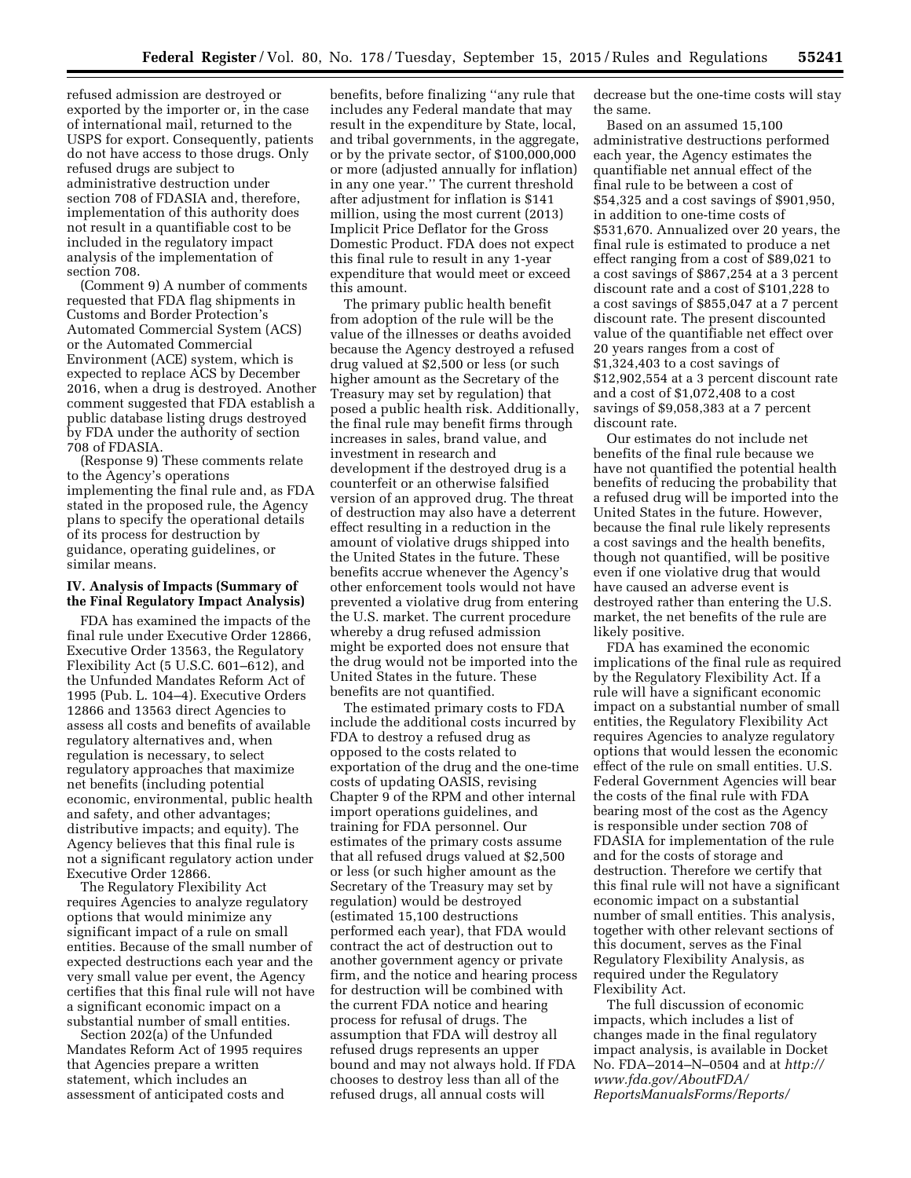refused admission are destroyed or exported by the importer or, in the case of international mail, returned to the USPS for export. Consequently, patients do not have access to those drugs. Only refused drugs are subject to administrative destruction under section 708 of FDASIA and, therefore, implementation of this authority does not result in a quantifiable cost to be included in the regulatory impact analysis of the implementation of section 708.

(Comment 9) A number of comments requested that FDA flag shipments in Customs and Border Protection's Automated Commercial System (ACS) or the Automated Commercial Environment (ACE) system, which is expected to replace ACS by December 2016, when a drug is destroyed. Another comment suggested that FDA establish a public database listing drugs destroyed by FDA under the authority of section 708 of FDASIA.

(Response 9) These comments relate to the Agency's operations implementing the final rule and, as FDA stated in the proposed rule, the Agency plans to specify the operational details of its process for destruction by guidance, operating guidelines, or similar means.

## IV. Analysis of Impacts (Summary of the Final Regulatory Impact Analysis)

FDA has examined the impacts of the final rule under Executive Order 12866, Executive Order 13563, the Regulatory Flexibility Act (5 U.S.C. 601–612), and the Unfunded Mandates Reform Act of 1995 (Pub. L. 104–4). Executive Orders 12866 and 13563 direct Agencies to assess all costs and benefits of available regulatory alternatives and, when regulation is necessary, to select regulatory approaches that maximize net benefits (including potential economic, environmental, public health and safety, and other advantages; distributive impacts; and equity). The Agency believes that this final rule is not a significant regulatory action under Executive Order 12866.

The Regulatory Flexibility Act requires Agencies to analyze regulatory options that would minimize any significant impact of a rule on small entities. Because of the small number of expected destructions each year and the very small value per event, the Agency certifies that this final rule will not have a significant economic impact on a substantial number of small entities.

Section 202(a) of the Unfunded Mandates Reform Act of 1995 requires that Agencies prepare a written statement, which includes an assessment of anticipated costs and benefits, before finalizing "any rule that includes any Federal mandate that may result in the expenditure by State, local, and tribal governments, in the aggregate, or by the private sector, of $100,000,000 or more (adjusted annually for inflation) in any one year." The current threshold after adjustment for inflation is $141 million, using the most current (2013) Implicit Price Deflator for the Gross Domestic Product. FDA does not expect this final rule to result in any 1-year expenditure that would meet or exceed this amount.

The primary public health benefit from adoption of the rule will be the value of the illnesses or deaths avoided because the Agency destroyed a refused drug valued at $2,500 or less (or such higher amount as the Secretary of the Treasury may set by regulation) that posed a public health risk. Additionally, the final rule may benefit firms through increases in sales, brand value, and investment in research and development if the destroyed drug is a counterfeit or an otherwise falsified version of an approved drug. The threat of destruction may also have a deterrent effect resulting in a reduction in the amount of violative drugs shipped into the United States in the future. These benefits accrue whenever the Agency's other enforcement tools would not have prevented a violative drug from entering the U.S. market. The current procedure whereby a drug refused admission might be exported does not ensure that the drug would not be imported into the United States in the future. These benefits are not quantified.

The estimated primary costs to FDA include the additional costs incurred by FDA to destroy a refused drug as opposed to the costs related to exportation of the drug and the one-time costs of updating OASIS, revising Chapter 9 of the RPM and other internal import operations guidelines, and training for FDA personnel. Our estimates of the primary costs assume that all refused drugs valued at $2,500 or less (or such higher amount as the Secretary of the Treasury may set by regulation) would be destroyed (estimated 15,100 destructions performed each year), that FDA would contract the act of destruction out to another government agency or private firm, and the notice and hearing process for destruction will be combined with the current FDA notice and hearing process for refusal of drugs. The assumption that FDA will destroy all refused drugs represents an upper bound and may not always hold. If FDA chooses to destroy less than all of the refused drugs, all annual costs will decrease but the one-time costs will stay the same.

Based on an assumed 15,100 administrative destructions performed each year, the Agency estimates the quantifiable net annual effect of the final rule to be between a cost of $54,325 and a cost savings of $901,950, in addition to one-time costs of $531,670. Annualized over 20 years, the final rule is estimated to produce a net effect ranging from a cost of $89,021 to a cost savings of $867,254 at a 3 percent discount rate and a cost of $101,228 to a cost savings of $855,047 at a 7 percent discount rate. The present discounted value of the quantifiable net effect over 20 years ranges from a cost of $1,324,403 to a cost savings of $12,902,554 at a 3 percent discount rate and a cost of $1,072,408 to a cost savings of $9,058,383 at a 7 percent discount rate.

Our estimates do not include net benefits of the final rule because we have not quantified the potential health benefits of reducing the probability that a refused drug will be imported into the United States in the future. However, because the final rule likely represents a cost savings and the health benefits, though not quantified, will be positive even if one violative drug that would have caused an adverse event is destroyed rather than entering the U.S. market, the net benefits of the rule are likely positive.

FDA has examined the economic implications of the final rule as required by the Regulatory Flexibility Act. If a rule will have a significant economic impact on a substantial number of small entities, the Regulatory Flexibility Act requires Agencies to analyze regulatory options that would lessen the economic effect of the rule on small entities. U.S. Federal Government Agencies will bear the costs of the final rule with FDA bearing most of the cost as the Agency is responsible under section 708 of FDASIA for implementation of the rule and for the costs of storage and destruction. Therefore we certify that this final rule will not have a significant economic impact on a substantial number of small entities. This analysis, together with other relevant sections of this document, serves as the Final Regulatory Flexibility Analysis, as required under the Regulatory Flexibility Act.

The full discussion of economic impacts, which includes a list of changes made in the final regulatory impact analysis, is available in Docket No. FDA–2014–N–0504 and at *http://www.fda.gov/AboutFDA/ReportsManualsForms/Reports/*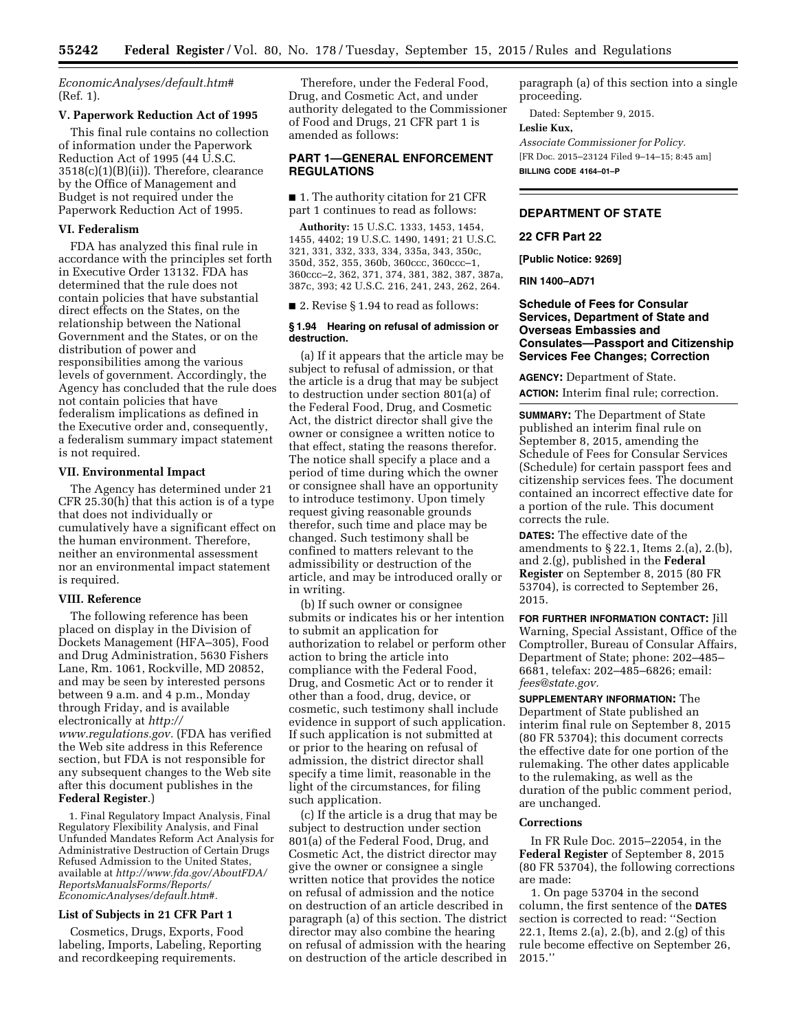*EconomicAnalyses/default.htm#* (Ref. 1).

### V. Paperwork Reduction Act of 1995

This final rule contains no collection of information under the Paperwork Reduction Act of 1995 (44 U.S.C. 3518(c)(1)(B)(ii)). Therefore, clearance by the Office of Management and Budget is not required under the Paperwork Reduction Act of 1995.

### VI. Federalism

FDA has analyzed this final rule in accordance with the principles set forth in Executive Order 13132. FDA has determined that the rule does not contain policies that have substantial direct effects on the States, on the relationship between the National Government and the States, or on the distribution of power and responsibilities among the various levels of government. Accordingly, the Agency has concluded that the rule does not contain policies that have federalism implications as defined in the Executive order and, consequently, a federalism summary impact statement is not required.

### VII. Environmental Impact

The Agency has determined under 21 CFR 25.30(h) that this action is of a type that does not individually or cumulatively have a significant effect on the human environment. Therefore, neither an environmental assessment nor an environmental impact statement is required.

### VIII. Reference

The following reference has been placed on display in the Division of Dockets Management (HFA–305), Food and Drug Administration, 5630 Fishers Lane, Rm. 1061, Rockville, MD 20852, and may be seen by interested persons between 9 a.m. and 4 p.m., Monday through Friday, and is available electronically at *http://www.regulations.gov*. (FDA has verified the Web site address in this Reference section, but FDA is not responsible for any subsequent changes to the Web site after this document publishes in the **Federal Register**.)

1. Final Regulatory Impact Analysis, Final Regulatory Flexibility Analysis, and Final Unfunded Mandates Reform Act Analysis for Administrative Destruction of Certain Drugs Refused Admission to the United States, available at *http://www.fda.gov/AboutFDA/ReportsManualsForms/Reports/EconomicAnalyses/default.htm#*.

### List of Subjects in 21 CFR Part 1

Cosmetics, Drugs, Exports, Food labeling, Imports, Labeling, Reporting and recordkeeping requirements.

Therefore, under the Federal Food, Drug, and Cosmetic Act, and under authority delegated to the Commissioner of Food and Drugs, 21 CFR part 1 is amended as follows:

## PART 1—GENERAL ENFORCEMENT REGULATIONS

■ 1. The authority citation for 21 CFR part 1 continues to read as follows:

**Authority:** 15 U.S.C. 1333, 1453, 1454, 1455, 4402; 19 U.S.C. 1490, 1491; 21 U.S.C. 321, 331, 332, 333, 334, 335a, 343, 350c, 350d, 352, 355, 360b, 360ccc, 360ccc–1, 360ccc–2, 362, 371, 374, 381, 382, 387, 387a, 387c, 393; 42 U.S.C. 216, 241, 243, 262, 264.

■ 2. Revise § 1.94 to read as follows:

#### § 1.94 Hearing on refusal of admission or destruction.

(a) If it appears that the article may be subject to refusal of admission, or that the article is a drug that may be subject to destruction under section 801(a) of the Federal Food, Drug, and Cosmetic Act, the district director shall give the owner or consignee a written notice to that effect, stating the reasons therefor. The notice shall specify a place and a period of time during which the owner or consignee shall have an opportunity to introduce testimony. Upon timely request giving reasonable grounds therefor, such time and place may be changed. Such testimony shall be confined to matters relevant to the admissibility or destruction of the article, and may be introduced orally or in writing.

(b) If such owner or consignee submits or indicates his or her intention to submit an application for authorization to relabel or perform other action to bring the article into compliance with the Federal Food, Drug, and Cosmetic Act or to render it other than a food, drug, device, or cosmetic, such testimony shall include evidence in support of such application. If such application is not submitted at or prior to the hearing on refusal of admission, the district director shall specify a time limit, reasonable in the light of the circumstances, for filing such application.

(c) If the article is a drug that may be subject to destruction under section 801(a) of the Federal Food, Drug, and Cosmetic Act, the district director may give the owner or consignee a single written notice that provides the notice on refusal of admission and the notice on destruction of an article described in paragraph (a) of this section. The district director may also combine the hearing on refusal of admission with the hearing on destruction of the article described in paragraph (a) of this section into a single proceeding.

Dated: September 9, 2015.

**Leslie Kux,**

*Associate Commissioner for Policy.*

[FR Doc. 2015–23124 Filed 9–14–15; 8:45 am]

**BILLING CODE 4164–01–P**

---

## DEPARTMENT OF STATE

## 22 CFR Part 22

**[Public Notice: 9269]**

**RIN 1400–AD71**

## Schedule of Fees for Consular Services, Department of State and Overseas Embassies and Consulates—Passport and Citizenship Services Fee Changes; Correction

**AGENCY:** Department of State.

**ACTION:** Interim final rule; correction.

**SUMMARY:** The Department of State published an interim final rule on September 8, 2015, amending the Schedule of Fees for Consular Services (Schedule) for certain passport fees and citizenship services fees. The document contained an incorrect effective date for a portion of the rule. This document corrects the rule.

**DATES:** The effective date of the amendments to § 22.1, Items 2.(a), 2.(b), and 2.(g), published in the **Federal Register** on September 8, 2015 (80 FR 53704), is corrected to September 26, 2015.

**FOR FURTHER INFORMATION CONTACT:** Jill Warning, Special Assistant, Office of the Comptroller, Bureau of Consular Affairs, Department of State; phone: 202–485–6681, telefax: 202–485–6826; email: *fees@state.gov*.

**SUPPLEMENTARY INFORMATION:** The Department of State published an interim final rule on September 8, 2015 (80 FR 53704); this document corrects the effective date for one portion of the rulemaking. The other dates applicable to the rulemaking, as well as the duration of the public comment period, are unchanged.

### Corrections

In FR Rule Doc. 2015–22054, in the **Federal Register** of September 8, 2015 (80 FR 53704), the following corrections are made:

1. On page 53704 in the second column, the first sentence of the **DATES** section is corrected to read: ''Section 22.1, Items 2.(a), 2.(b), and 2.(g) of this rule become effective on September 26, 2015.''